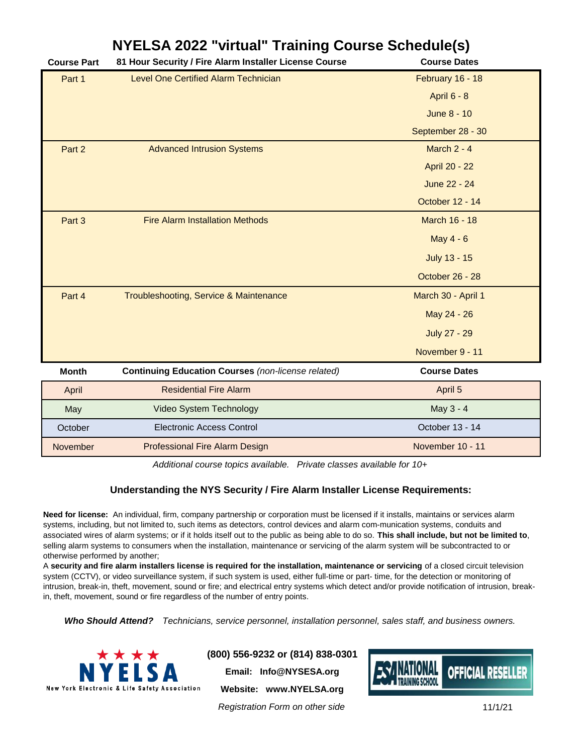# NYELSA 2022 "virtual" Training Course Schedule(s)

| Course Part | 81 Hour Security / Fire Alarm Installer License Course | Course Dates |
|---|---|---|
| Part 1 | Level One Certified Alarm Technician | February 16 - 18 |
| | | April 6 - 8 |
| | | June 8 - 10 |
| | | September 28 - 30 |
| Part 2 | Advanced Intrusion Systems | March 2 - 4 |
| | | April 20 - 22 |
| | | June 22 - 24 |
| | | October 12 - 14 |
| Part 3 | Fire Alarm Installation Methods | March 16 - 18 |
| | | May 4 - 6 |
| | | July 13 - 15 |
| | | October 26 - 28 |
| Part 4 | Troubleshooting, Service & Maintenance | March 30 - April 1 |
| | | May 24 - 26 |
| | | July 27 - 29 |
| | | November 9 - 11 |

| Month | **Continuing Education Courses** *(non-license related)* | Course Dates |
|---|---|---|
| April | Residential Fire Alarm | April 5 |
| May | Video System Technology | May 3 - 4 |
| October | Electronic Access Control | October 13 - 14 |
| November | Professional Fire Alarm Design | November 10 - 11 |

*Additional course topics available. Private classes available for 10+*

### Understanding the NYS Security / Fire Alarm Installer License Requirements:

**Need for license:** An individual, firm, company partnership or corporation must be licensed if it installs, maintains or services alarm systems, including, but not limited to, such items as detectors, control devices and alarm com-munication systems, conduits and associated wires of alarm systems; or if it holds itself out to the public as being able to do so. **This shall include, but not be limited to**, selling alarm systems to consumers when the installation, maintenance or servicing of the alarm system will be subcontracted to or otherwise performed by another;

A **security and fire alarm installers license is required for the installation, maintenance or servicing** of a closed circuit television system (CCTV), or video surveillance system, if such system is used, either full-time or part- time, for the detection or monitoring of intrusion, break-in, theft, movement, sound or fire; and electrical entry systems which detect and/or provide notification of intrusion, break-in, theft, movement, sound or fire regardless of the number of entry points.

***Who Should Attend?*** *Technicians, service personnel, installation personnel, sales staff, and business owners.*

NYELSA
New York Electronic & Life Safety Association

**(800) 556-9232 or (814) 838-0301**

**Email: Info@NYSESA.org**

**Website: www.NYELSA.org**

*Registration Form on other side*

ESA NATIONAL TRAINING SCHOOL OFFICIAL RESELLER

11/1/21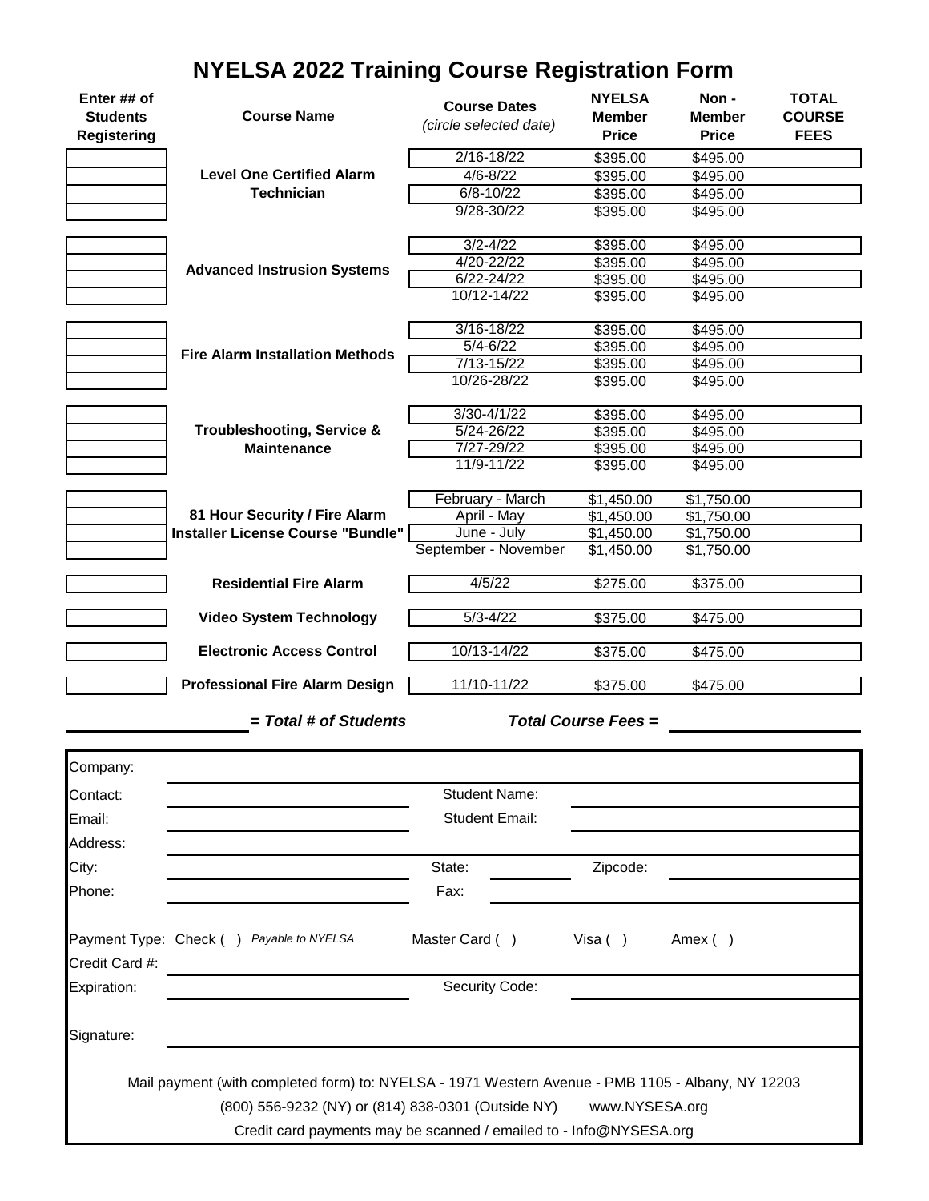# NYELSA 2022 Training Course Registration Form

| Enter ## of Students Registering | Course Name | Course Dates *(circle selected date)* | NYELSA Member Price | Non - Member Price | TOTAL COURSE FEES |
|---|---|---|---|---|---|
| | Level One Certified Alarm Technician | 2/16-18/22 | $395.00 | $495.00 | |
| | | 4/6-8/22 | $395.00 | $495.00 | |
| | | 6/8-10/22 | $395.00 | $495.00 | |
| | | 9/28-30/22 | $395.00 | $495.00 | |
| | Advanced Instrusion Systems | 3/2-4/22 | $395.00 | $495.00 | |
| | | 4/20-22/22 | $395.00 | $495.00 | |
| | | 6/22-24/22 | $395.00 | $495.00 | |
| | | 10/12-14/22 | $395.00 | $495.00 | |
| | Fire Alarm Installation Methods | 3/16-18/22 | $395.00 | $495.00 | |
| | | 5/4-6/22 | $395.00 | $495.00 | |
| | | 7/13-15/22 | $395.00 | $495.00 | |
| | | 10/26-28/22 | $395.00 | $495.00 | |
| | Troubleshooting, Service & Maintenance | 3/30-4/1/22 | $395.00 | $495.00 | |
| | | 5/24-26/22 | $395.00 | $495.00 | |
| | | 7/27-29/22 | $395.00 | $495.00 | |
| | | 11/9-11/22 | $395.00 | $495.00 | |
| | 81 Hour Security / Fire Alarm Installer License Course "Bundle" | February - March | $1,450.00 | $1,750.00 | |
| | | April - May | $1,450.00 | $1,750.00 | |
| | | June - July | $1,450.00 | $1,750.00 | |
| | | September - November | $1,450.00 | $1,750.00 | |
| | Residential Fire Alarm | 4/5/22 | $275.00 | $375.00 | |
| | Video System Technology | 5/3-4/22 | $375.00 | $475.00 | |
| | Electronic Access Control | 10/13-14/22 | $375.00 | $475.00 | |
| | Professional Fire Alarm Design | 11/10-11/22 | $375.00 | $475.00 | |

________ ***= Total # of Students***  ***Total Course Fees =*** ________

Company: ____________________

Contact: ____________________ Student Name: ____________________

Email: ____________________ Student Email: ____________________

Address: ____________________

City: ____________________ State: ________ Zipcode: ____________

Phone: ____________________ Fax: ____________________

Payment Type: Check ( ) *Payable to NYELSA* Master Card ( ) Visa ( ) Amex ( )

Credit Card #: ____________________

Expiration: ____________________ Security Code: ____________________

Signature: ____________________

Mail payment (with completed form) to: NYELSA - 1971 Western Avenue - PMB 1105 - Albany, NY 12203

(800) 556-9232 (NY) or (814) 838-0301 (Outside NY) www.NYSESA.org

Credit card payments may be scanned / emailed to - Info@NYSESA.org